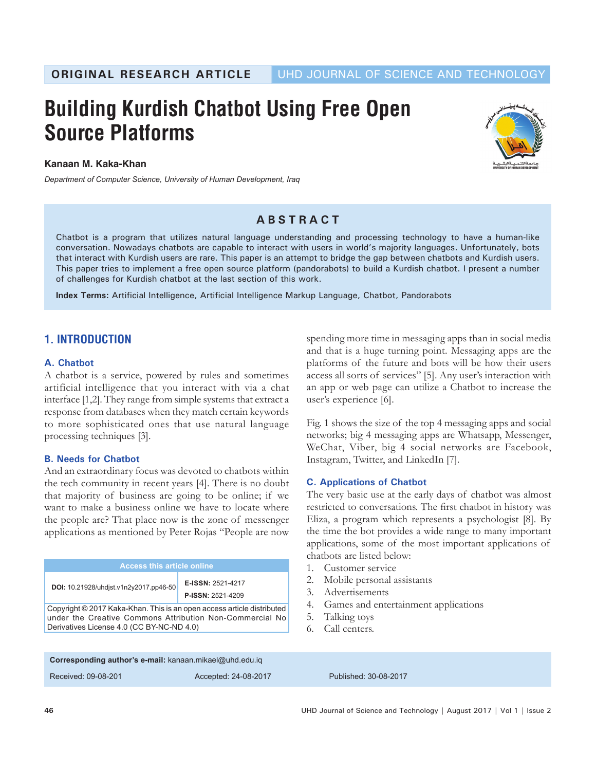ORIGINAL RESEARCH ARTICLE | UHD JOURNAL OF SCIENCE AND TECHNOLOGY

# Building Kurdish Chatbot Using Free Open Source Platforms

**Kanaan M. Kaka-Khan**

*Department of Computer Science, University of Human Development, Iraq*

## ABSTRACT

Chatbot is a program that utilizes natural language understanding and processing technology to have a human-like conversation. Nowadays chatbots are capable to interact with users in world's majority languages. Unfortunately, bots that interact with Kurdish users are rare. This paper is an attempt to bridge the gap between chatbots and Kurdish users. This paper tries to implement a free open source platform (pandorabots) to build a Kurdish chatbot. I present a number of challenges for Kurdish chatbot at the last section of this work.

**Index Terms:** Artificial Intelligence, Artificial Intelligence Markup Language, Chatbot, Pandorabots

## 1. INTRODUCTION

### A. Chatbot

A chatbot is a service, powered by rules and sometimes artificial intelligence that you interact with via a chat interface [1,2]. They range from simple systems that extract a response from databases when they match certain keywords to more sophisticated ones that use natural language processing techniques [3].

### B. Needs for Chatbot

And an extraordinary focus was devoted to chatbots within the tech community in recent years [4]. There is no doubt that majority of business are going to be online; if we want to make a business online we have to locate where the people are? That place now is the zone of messenger applications as mentioned by Peter Rojas "People are now spending more time in messaging apps than in social media and that is a huge turning point. Messaging apps are the platforms of the future and bots will be how their users access all sorts of services" [5]. Any user's interaction with an app or web page can utilize a Chatbot to increase the user's experience [6].

Fig. 1 shows the size of the top 4 messaging apps and social networks; big 4 messaging apps are Whatsapp, Messenger, WeChat, Viber, big 4 social networks are Facebook, Instagram, Twitter, and LinkedIn [7].

### C. Applications of Chatbot

The very basic use at the early days of chatbot was almost restricted to conversations. The first chatbot in history was Eliza, a program which represents a psychologist [8]. By the time the bot provides a wide range to many important applications, some of the most important applications of chatbots are listed below:

1. Customer service
2. Mobile personal assistants
3. Advertisements
4. Games and entertainment applications
5. Talking toys
6. Call centers.

| Access this article online | |
|---|---|
| DOI: 10.21928/uhdjst.v1n2y2017.pp46-50 | E-ISSN: 2521-4217<br>P-ISSN: 2521-4209 |

Copyright © 2017 Kaka-Khan. This is an open access article distributed under the Creative Commons Attribution Non-Commercial No Derivatives License 4.0 (CC BY-NC-ND 4.0)

**Corresponding author's e-mail:** kanaan.mikael@uhd.edu.iq

Received: 09-08-201 | Accepted: 24-08-2017 | Published: 30-08-2017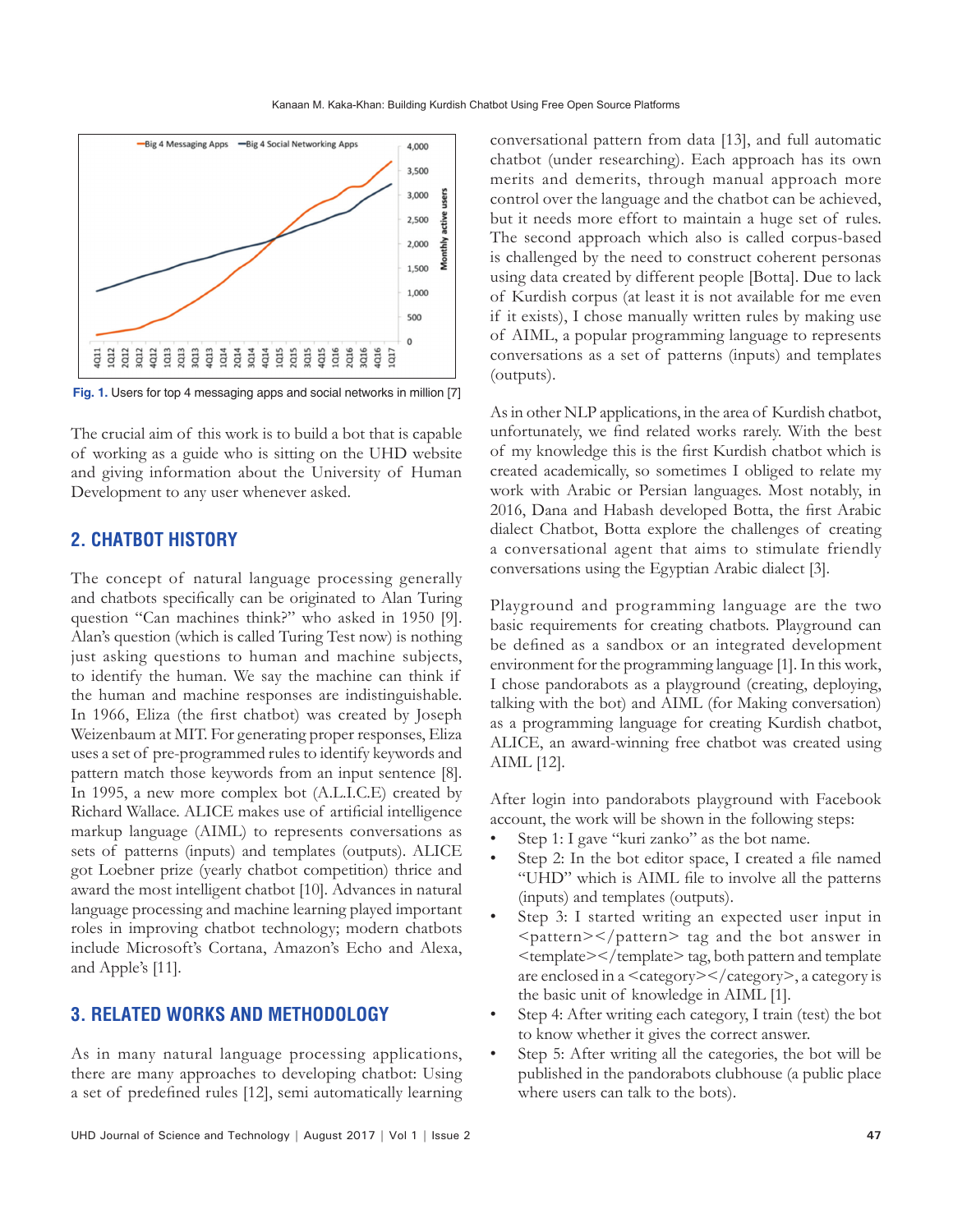Fig. 1. Users for top 4 messaging apps and social networks in million [7]

The crucial aim of this work is to build a bot that is capable of working as a guide who is sitting on the UHD website and giving information about the University of Human Development to any user whenever asked.

## 2. CHATBOT HISTORY

The concept of natural language processing generally and chatbots specifically can be originated to Alan Turing question "Can machines think?" who asked in 1950 [9]. Alan's question (which is called Turing Test now) is nothing just asking questions to human and machine subjects, to identify the human. We say the machine can think if the human and machine responses are indistinguishable. In 1966, Eliza (the first chatbot) was created by Joseph Weizenbaum at MIT. For generating proper responses, Eliza uses a set of pre-programmed rules to identify keywords and pattern match those keywords from an input sentence [8]. In 1995, a new more complex bot (A.L.I.C.E) created by Richard Wallace. ALICE makes use of artificial intelligence markup language (AIML) to represents conversations as sets of patterns (inputs) and templates (outputs). ALICE got Loebner prize (yearly chatbot competition) thrice and award the most intelligent chatbot [10]. Advances in natural language processing and machine learning played important roles in improving chatbot technology; modern chatbots include Microsoft's Cortana, Amazon's Echo and Alexa, and Apple's [11].

## 3. RELATED WORKS AND METHODOLOGY

As in many natural language processing applications, there are many approaches to developing chatbot: Using a set of predefined rules [12], semi automatically learning conversational pattern from data [13], and full automatic chatbot (under researching). Each approach has its own merits and demerits, through manual approach more control over the language and the chatbot can be achieved, but it needs more effort to maintain a huge set of rules. The second approach which also is called corpus-based is challenged by the need to construct coherent personas using data created by different people [Botta]. Due to lack of Kurdish corpus (at least it is not available for me even if it exists), I chose manually written rules by making use of AIML, a popular programming language to represents conversations as a set of patterns (inputs) and templates (outputs).

As in other NLP applications, in the area of Kurdish chatbot, unfortunately, we find related works rarely. With the best of my knowledge this is the first Kurdish chatbot which is created academically, so sometimes I obliged to relate my work with Arabic or Persian languages. Most notably, in 2016, Dana and Habash developed Botta, the first Arabic dialect Chatbot, Botta explore the challenges of creating a conversational agent that aims to stimulate friendly conversations using the Egyptian Arabic dialect [3].

Playground and programming language are the two basic requirements for creating chatbots. Playground can be defined as a sandbox or an integrated development environment for the programming language [1]. In this work, I chose pandorabots as a playground (creating, deploying, talking with the bot) and AIML (for Making conversation) as a programming language for creating Kurdish chatbot, ALICE, an award-winning free chatbot was created using AIML [12].

After login into pandorabots playground with Facebook account, the work will be shown in the following steps:

- Step 1: I gave "kuri zanko" as the bot name.
- Step 2: In the bot editor space, I created a file named "UHD" which is AIML file to involve all the patterns (inputs) and templates (outputs).
- Step 3: I started writing an expected user input in <pattern></pattern> tag and the bot answer in <template></template> tag, both pattern and template are enclosed in a <category></category>, a category is the basic unit of knowledge in AIML [1].
- Step 4: After writing each category, I train (test) the bot to know whether it gives the correct answer.
- Step 5: After writing all the categories, the bot will be published in the pandorabots clubhouse (a public place where users can talk to the bots).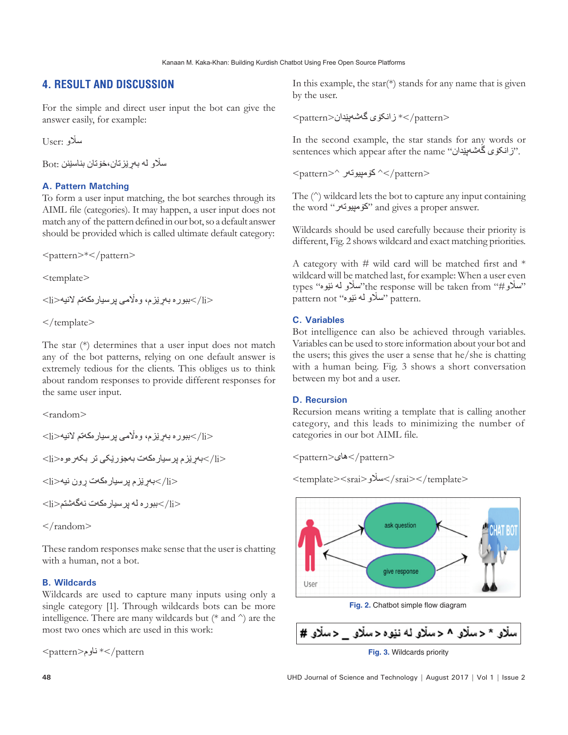## 4. RESULT AND DISCUSSION

For the simple and direct user input the bot can give the answer easily, for example:

User: سڵاو

Bot: سڵاو لە بەڕێزتان،خۆتان بناسێنن

### A. Pattern Matching

To form a user input matching, the bot searches through its AIML file (categories). It may happen, a user input does not match any of the pattern defined in our bot, so a default answer should be provided which is called ultimate default category:

```
<pattern>*</pattern>
<template>
<li>ببورە بەڕێزم، وەڵامی پرسیارەکەتم لانیە</li>
</template>
```

The star (*) determines that a user input does not match any of the bot patterns, relying on one default answer is extremely tedious for the clients. This obliges us to think about random responses to provide different responses for the same user input.

```
<random>
<li>ببورە بەڕێزم، وەڵامی پرسیارەکەتم لانیە</li>
<li>بەڕێزم پرسیارەکەت بەجۆرێکی تر بکەرەوە</li>
<li>بەڕێزم پرسیارەکەت ڕوون نیە</li>
<li>ببورە لە پرسیارەکەت نەگەشتم</li>
</random>
```

These random responses make sense that the user is chatting with a human, not a bot.

### B. Wildcards

Wildcards are used to capture many inputs using only a single category [1]. Through wildcards bots can be more intelligence. There are many wildcards but (* and ^) are the most two ones which are used in this work:

```
<pattern>ناوم *</pattern
```

In this example, the star(*) stands for any name that is given by the user.

```
<pattern>زانکۆی گەشەپێدان *</pattern>
```

In the second example, the star stands for any words or sentences which appear after the name "زانکۆی گەشەپێدان".

```
<pattern>^ کۆمپیوتەر ^</pattern>
```

The (^) wildcard lets the bot to capture any input containing the word "کۆمپیوتەر" and gives a proper answer.

Wildcards should be used carefully because their priority is different, Fig. 2 shows wildcard and exact matching priorities.

A category with # wild card will be matched first and * wildcard will be matched last, for example: When a user even types "سڵاو لە نێوە"the response will be taken from "#سڵاو" pattern not "سڵاو لە نێوە" pattern.

### C. Variables

Bot intelligence can also be achieved through variables. Variables can be used to store information about your bot and the users; this gives the user a sense that he/she is chatting with a human being. Fig. 3 shows a short conversation between my bot and a user.

### D. Recursion

Recursion means writing a template that is calling another category, and this leads to minimizing the number of categories in our bot AIML file.

```
<pattern>های</pattern>
<template><srai>سڵاو</srai></template>
```

Fig. 2. Chatbot simple flow diagram

سڵاو * > سڵاو ^ > سڵاو لە نیوە > سڵاو _ > سڵاو #

Fig. 3. Wildcards priority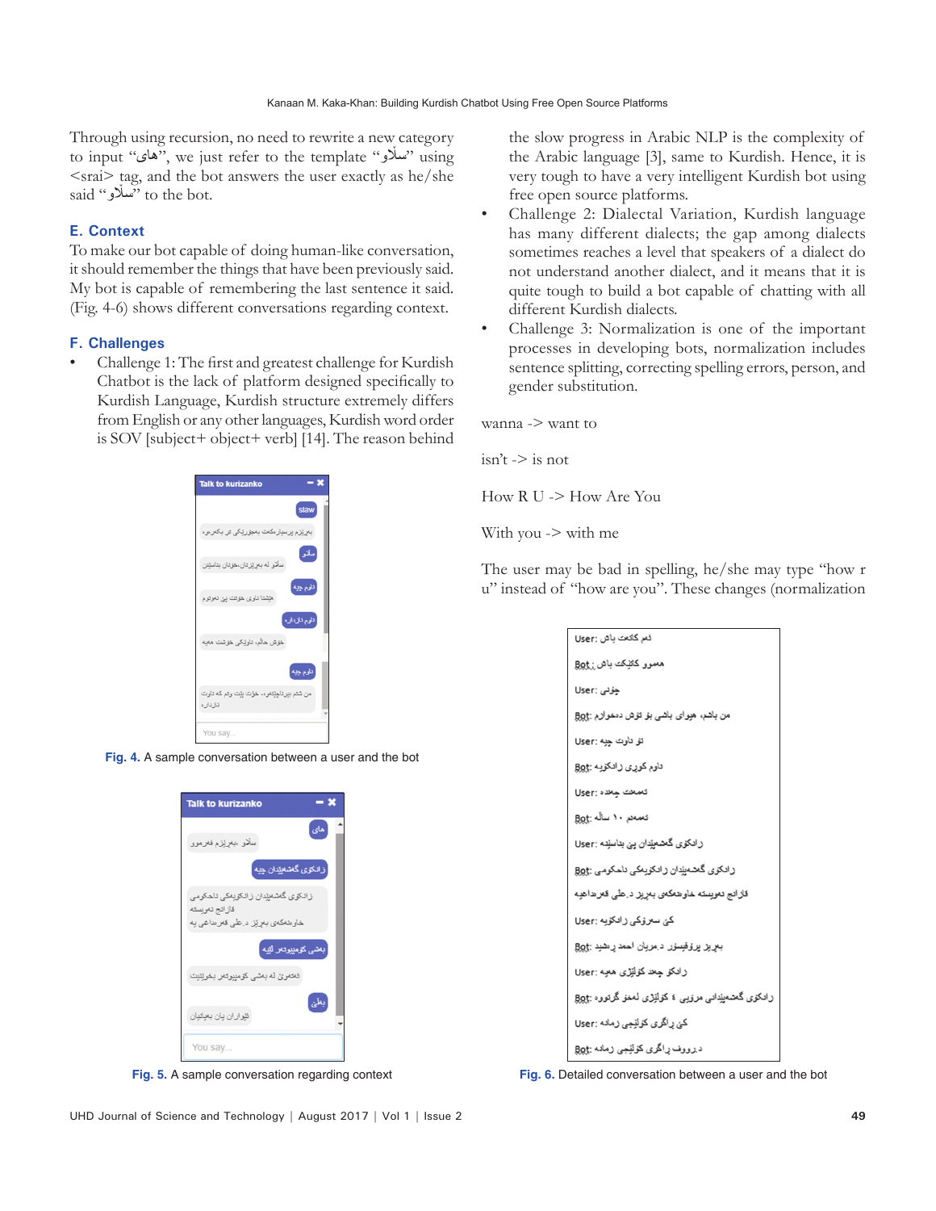Through using recursion, no need to rewrite a new category to input "هاى", we just refer to the template "سڵاو" using <srai> tag, and the bot answers the user exactly as he/she said "سڵاو" to the bot.

### E. Context

To make our bot capable of doing human-like conversation, it should remember the things that have been previously said. My bot is capable of remembering the last sentence it said. (Fig. 4-6) shows different conversations regarding context.

### F. Challenges

- Challenge 1: The first and greatest challenge for Kurdish Chatbot is the lack of platform designed specifically to Kurdish Language, Kurdish structure extremely differs from English or any other languages, Kurdish word order is SOV [subject+ object+ verb] [14]. The reason behind the slow progress in Arabic NLP is the complexity of the Arabic language [3], same to Kurdish. Hence, it is very tough to have a very intelligent Kurdish bot using free open source platforms.
- Challenge 2: Dialectal Variation, Kurdish language has many different dialects; the gap among dialects sometimes reaches a level that speakers of a dialect do not understand another dialect, and it means that it is quite tough to build a bot capable of chatting with all different Kurdish dialects.
- Challenge 3: Normalization is one of the important processes in developing bots, normalization includes sentence splitting, correcting spelling errors, person, and gender substitution.

Fig. 4. A sample conversation between a user and the bot

Fig. 5. A sample conversation regarding context

wanna -> want to

isn't -> is not

How R U -> How Are You

With you -> with me

The user may be bad in spelling, he/she may type "how r u" instead of "how are you". These changes (normalization

Fig. 6. Detailed conversation between a user and the bot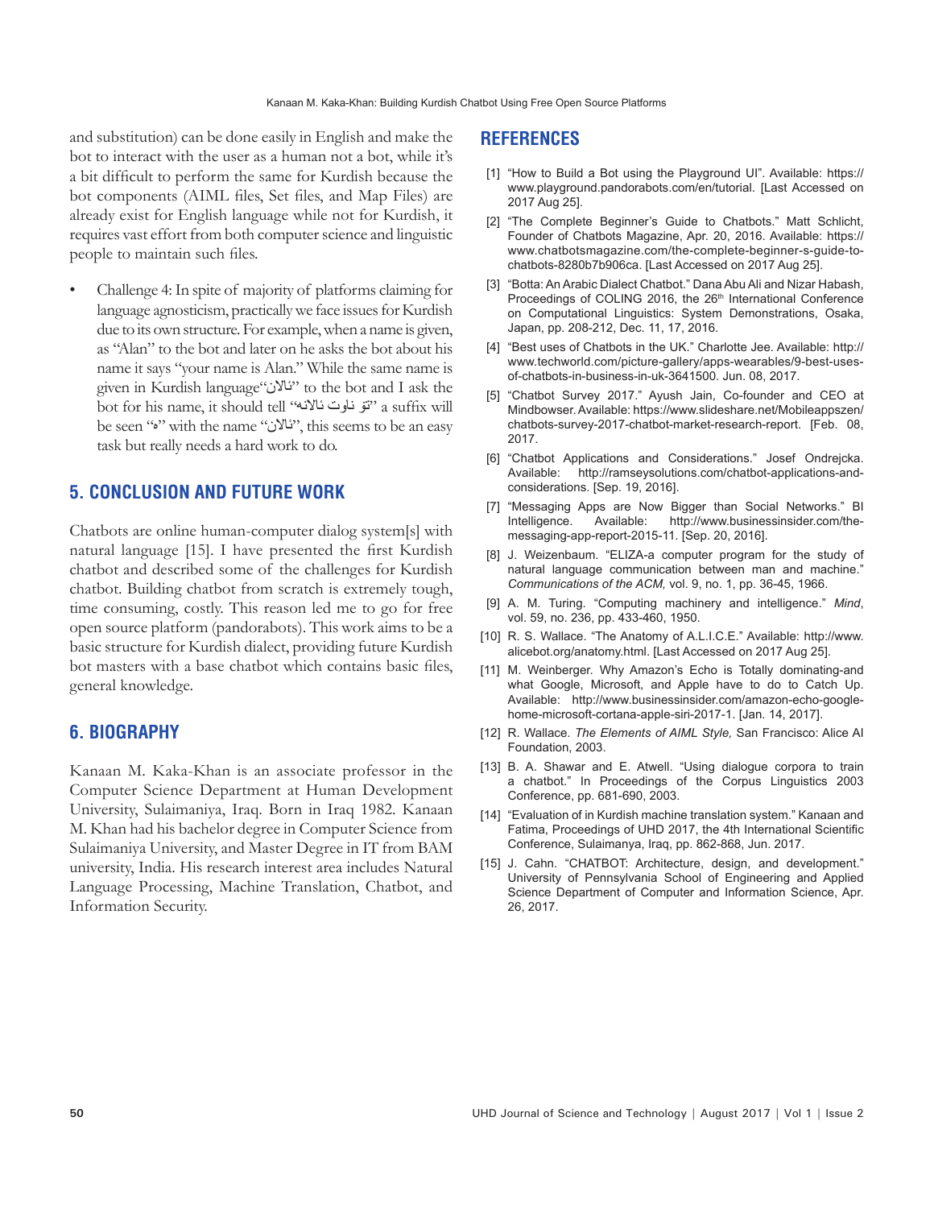and substitution) can be done easily in English and make the bot to interact with the user as a human not a bot, while it's a bit difficult to perform the same for Kurdish because the bot components (AIML files, Set files, and Map Files) are already exist for English language while not for Kurdish, it requires vast effort from both computer science and linguistic people to maintain such files.

- Challenge 4: In spite of majority of platforms claiming for language agnosticism, practically we face issues for Kurdish due to its own structure. For example, when a name is given, as "Alan" to the bot and later on he asks the bot about his name it says "your name is Alan." While the same name is given in Kurdish language"ئالان" to the bot and I ask the bot for his name, it should tell "تۆ ناوت ئالانە" a suffix will be seen "ە" with the name "ئالان", this seems to be an easy task but really needs a hard work to do.

## 5. CONCLUSION AND FUTURE WORK

Chatbots are online human-computer dialog system[s] with natural language [15]. I have presented the first Kurdish chatbot and described some of the challenges for Kurdish chatbot. Building chatbot from scratch is extremely tough, time consuming, costly. This reason led me to go for free open source platform (pandorabots). This work aims to be a basic structure for Kurdish dialect, providing future Kurdish bot masters with a base chatbot which contains basic files, general knowledge.

## 6. BIOGRAPHY

Kanaan M. Kaka-Khan is an associate professor in the Computer Science Department at Human Development University, Sulaimaniya, Iraq. Born in Iraq 1982. Kanaan M. Khan had his bachelor degree in Computer Science from Sulaimaniya University, and Master Degree in IT from BAM university, India. His research interest area includes Natural Language Processing, Machine Translation, Chatbot, and Information Security.

## REFERENCES

[1] "How to Build a Bot using the Playground UI". Available: https://www.playground.pandorabots.com/en/tutorial. [Last Accessed on 2017 Aug 25].

[2] "The Complete Beginner's Guide to Chatbots." Matt Schlicht, Founder of Chatbots Magazine, Apr. 20, 2016. Available: https://www.chatbotsmagazine.com/the-complete-beginner-s-guide-to-chatbots-8280b7b906ca. [Last Accessed on 2017 Aug 25].

[3] "Botta: An Arabic Dialect Chatbot." Dana Abu Ali and Nizar Habash, Proceedings of COLING 2016, the 26th International Conference on Computational Linguistics: System Demonstrations, Osaka, Japan, pp. 208-212, Dec. 11, 17, 2016.

[4] "Best uses of Chatbots in the UK." Charlotte Jee. Available: http://www.techworld.com/picture-gallery/apps-wearables/9-best-uses-of-chatbots-in-business-in-uk-3641500. Jun. 08, 2017.

[5] "Chatbot Survey 2017." Ayush Jain, Co-founder and CEO at Mindbowser. Available: https://www.slideshare.net/Mobileappszen/chatbots-survey-2017-chatbot-market-research-report. [Feb. 08, 2017.

[6] "Chatbot Applications and Considerations." Josef Ondrejcka. Available: http://ramseysolutions.com/chatbot-applications-and-considerations. [Sep. 19, 2016].

[7] "Messaging Apps are Now Bigger than Social Networks." BI Intelligence. Available: http://www.businessinsider.com/the-messaging-app-report-2015-11. [Sep. 20, 2016].

[8] J. Weizenbaum. "ELIZA-a computer program for the study of natural language communication between man and machine." *Communications of the ACM,* vol. 9, no. 1, pp. 36-45, 1966.

[9] A. M. Turing. "Computing machinery and intelligence." *Mind*, vol. 59, no. 236, pp. 433-460, 1950.

[10] R. S. Wallace. "The Anatomy of A.L.I.C.E." Available: http://www.alicebot.org/anatomy.html. [Last Accessed on 2017 Aug 25].

[11] M. Weinberger. Why Amazon's Echo is Totally dominating-and what Google, Microsoft, and Apple have to do to Catch Up. Available: http://www.businessinsider.com/amazon-echo-google-home-microsoft-cortana-apple-siri-2017-1. [Jan. 14, 2017].

[12] R. Wallace. *The Elements of AIML Style,* San Francisco: Alice AI Foundation, 2003.

[13] B. A. Shawar and E. Atwell. "Using dialogue corpora to train a chatbot." In Proceedings of the Corpus Linguistics 2003 Conference, pp. 681-690, 2003.

[14] "Evaluation of in Kurdish machine translation system." Kanaan and Fatima, Proceedings of UHD 2017, the 4th International Scientific Conference, Sulaimanya, Iraq, pp. 862-868, Jun. 2017.

[15] J. Cahn. "CHATBOT: Architecture, design, and development." University of Pennsylvania School of Engineering and Applied Science Department of Computer and Information Science, Apr. 26, 2017.